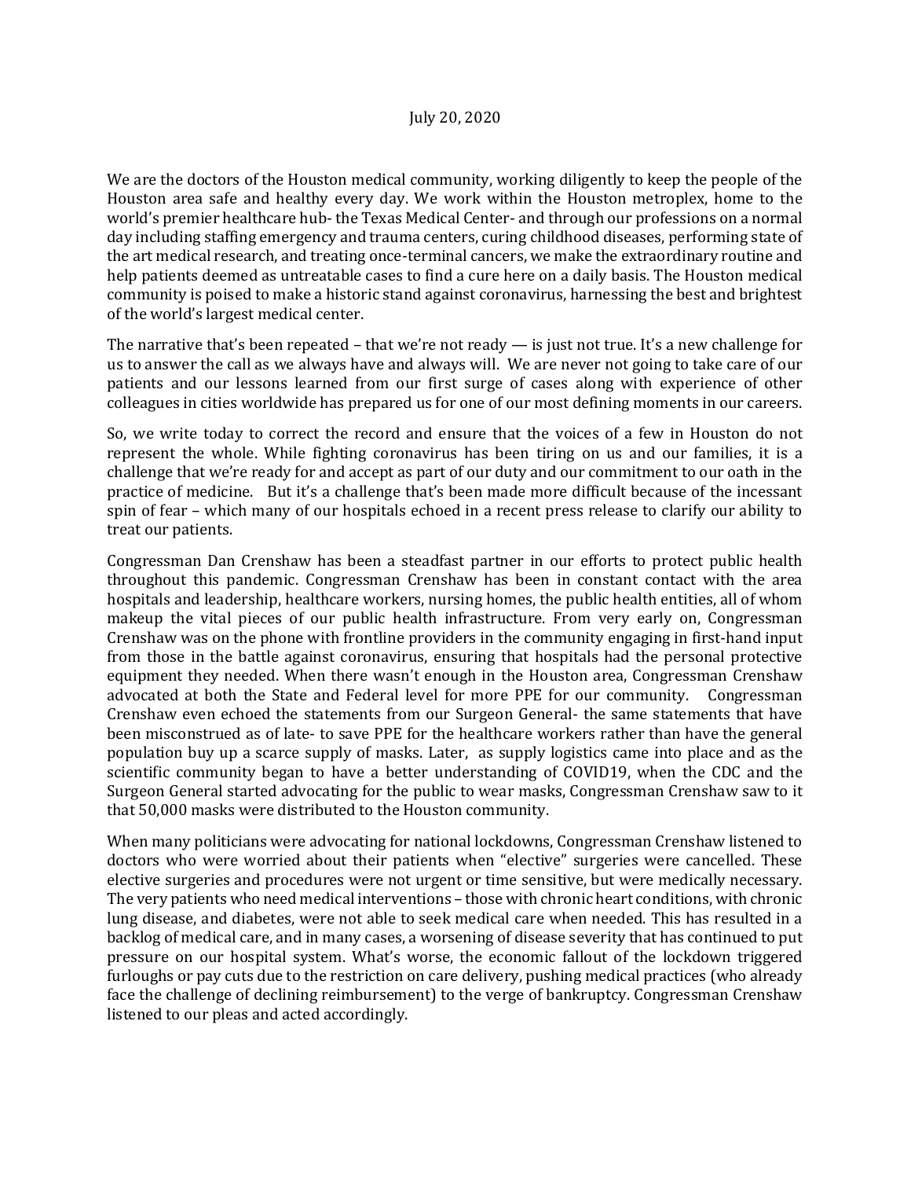July 20, 2020

We are the doctors of the Houston medical community, working diligently to keep the people of the Houston area safe and healthy every day. We work within the Houston metroplex, home to the world's premier healthcare hub- the Texas Medical Center- and through our professions on a normal day including staffing emergency and trauma centers, curing childhood diseases, performing state of the art medical research, and treating once-terminal cancers, we make the extraordinary routine and help patients deemed as untreatable cases to find a cure here on a daily basis. The Houston medical community is poised to make a historic stand against coronavirus, harnessing the best and brightest of the world's largest medical center.

The narrative that's been repeated – that we're not ready — is just not true. It's a new challenge for us to answer the call as we always have and always will. We are never not going to take care of our patients and our lessons learned from our first surge of cases along with experience of other colleagues in cities worldwide has prepared us for one of our most defining moments in our careers.

So, we write today to correct the record and ensure that the voices of a few in Houston do not represent the whole. While fighting coronavirus has been tiring on us and our families, it is a challenge that we're ready for and accept as part of our duty and our commitment to our oath in the practice of medicine. But it's a challenge that's been made more difficult because of the incessant spin of fear – which many of our hospitals echoed in a recent press release to clarify our ability to treat our patients.

Congressman Dan Crenshaw has been a steadfast partner in our efforts to protect public health throughout this pandemic. Congressman Crenshaw has been in constant contact with the area hospitals and leadership, healthcare workers, nursing homes, the public health entities, all of whom makeup the vital pieces of our public health infrastructure. From very early on, Congressman Crenshaw was on the phone with frontline providers in the community engaging in first-hand input from those in the battle against coronavirus, ensuring that hospitals had the personal protective equipment they needed. When there wasn't enough in the Houston area, Congressman Crenshaw advocated at both the State and Federal level for more PPE for our community. Congressman Crenshaw even echoed the statements from our Surgeon General- the same statements that have been misconstrued as of late- to save PPE for the healthcare workers rather than have the general population buy up a scarce supply of masks. Later, as supply logistics came into place and as the scientific community began to have a better understanding of COVID19, when the CDC and the Surgeon General started advocating for the public to wear masks, Congressman Crenshaw saw to it that 50,000 masks were distributed to the Houston community.

When many politicians were advocating for national lockdowns, Congressman Crenshaw listened to doctors who were worried about their patients when "elective" surgeries were cancelled. These elective surgeries and procedures were not urgent or time sensitive, but were medically necessary. The very patients who need medical interventions – those with chronic heart conditions, with chronic lung disease, and diabetes, were not able to seek medical care when needed. This has resulted in a backlog of medical care, and in many cases, a worsening of disease severity that has continued to put pressure on our hospital system. What's worse, the economic fallout of the lockdown triggered furloughs or pay cuts due to the restriction on care delivery, pushing medical practices (who already face the challenge of declining reimbursement) to the verge of bankruptcy. Congressman Crenshaw listened to our pleas and acted accordingly.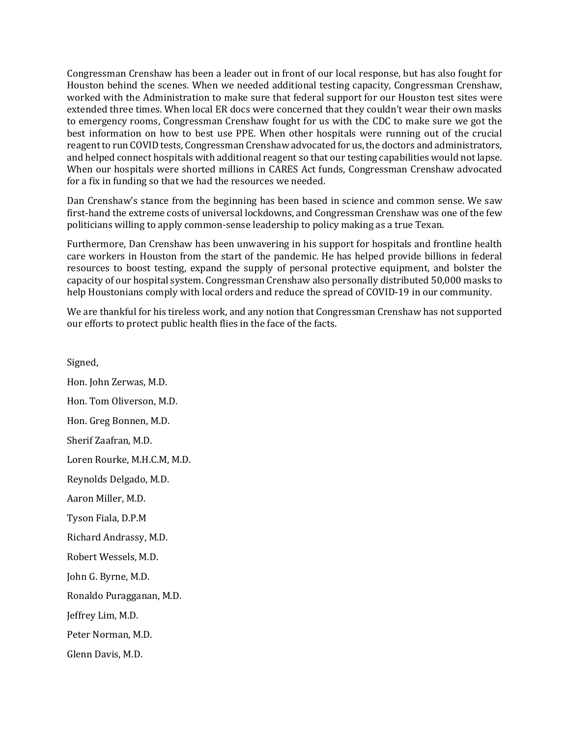Congressman Crenshaw has been a leader out in front of our local response, but has also fought for Houston behind the scenes. When we needed additional testing capacity, Congressman Crenshaw, worked with the Administration to make sure that federal support for our Houston test sites were extended three times. When local ER docs were concerned that they couldn't wear their own masks to emergency rooms, Congressman Crenshaw fought for us with the CDC to make sure we got the best information on how to best use PPE. When other hospitals were running out of the crucial reagent to run COVID tests, Congressman Crenshaw advocated for us, the doctors and administrators, and helped connect hospitals with additional reagent so that our testing capabilities would not lapse. When our hospitals were shorted millions in CARES Act funds, Congressman Crenshaw advocated for a fix in funding so that we had the resources we needed.

Dan Crenshaw's stance from the beginning has been based in science and common sense. We saw first-hand the extreme costs of universal lockdowns, and Congressman Crenshaw was one of the few politicians willing to apply common-sense leadership to policy making as a true Texan.

Furthermore, Dan Crenshaw has been unwavering in his support for hospitals and frontline health care workers in Houston from the start of the pandemic. He has helped provide billions in federal resources to boost testing, expand the supply of personal protective equipment, and bolster the capacity of our hospital system. Congressman Crenshaw also personally distributed 50,000 masks to help Houstonians comply with local orders and reduce the spread of COVID-19 in our community.

We are thankful for his tireless work, and any notion that Congressman Crenshaw has not supported our efforts to protect public health flies in the face of the facts.

Signed,

Hon. John Zerwas, M.D.

Hon. Tom Oliverson, M.D.

Hon. Greg Bonnen, M.D.

Sherif Zaafran, M.D.

Loren Rourke, M.H.C.M, M.D.

Reynolds Delgado, M.D.

Aaron Miller, M.D.

Tyson Fiala, D.P.M

Richard Andrassy, M.D.

Robert Wessels, M.D.

John G. Byrne, M.D.

Ronaldo Puragganan, M.D.

Jeffrey Lim, M.D.

Peter Norman, M.D.

Glenn Davis, M.D.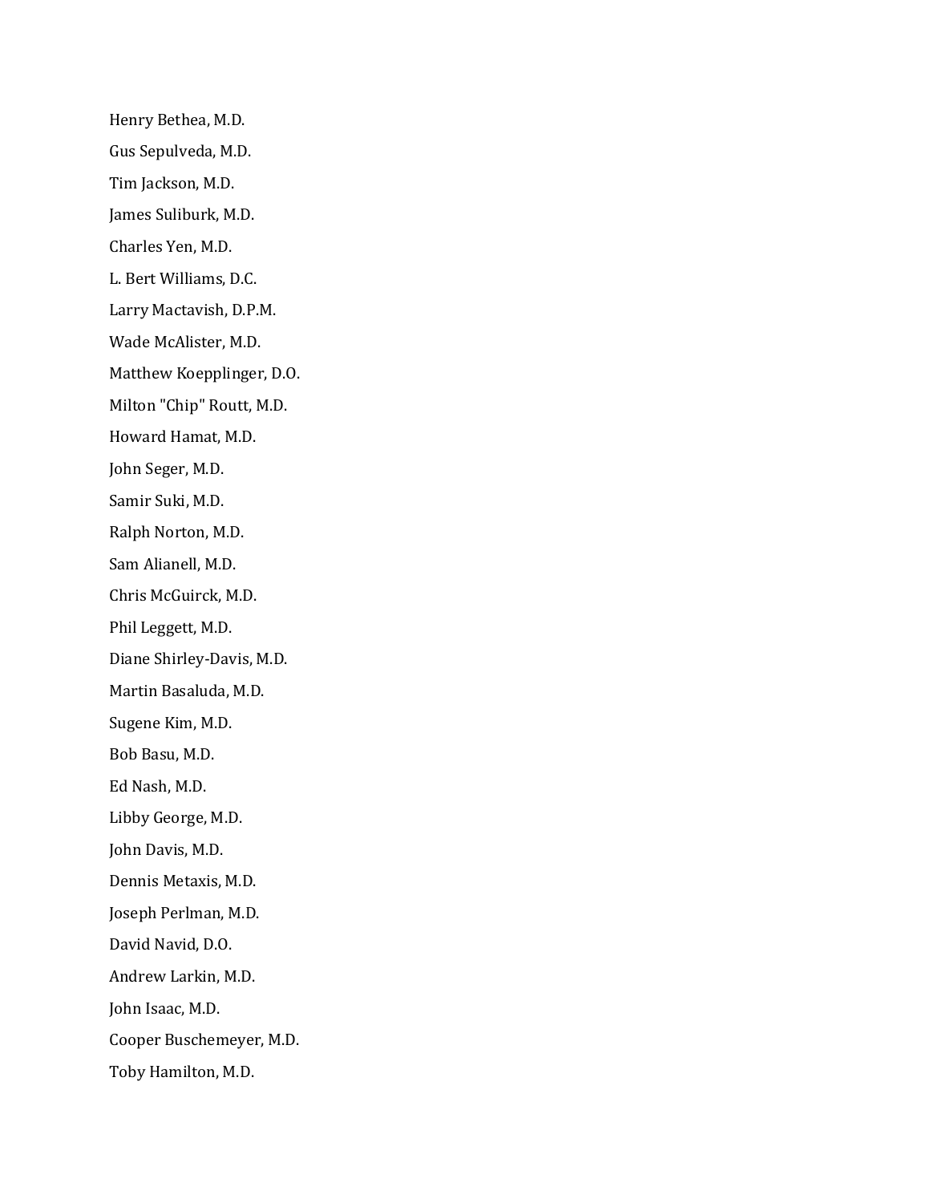Henry Bethea, M.D.

Gus Sepulveda, M.D.

Tim Jackson, M.D.

James Suliburk, M.D.

Charles Yen, M.D.

L. Bert Williams, D.C.

Larry Mactavish, D.P.M.

Wade McAlister, M.D.

Matthew Koepplinger, D.O.

Milton "Chip" Routt, M.D.

Howard Hamat, M.D.

John Seger, M.D.

Samir Suki, M.D.

Ralph Norton, M.D.

Sam Alianell, M.D.

Chris McGuirck, M.D.

Phil Leggett, M.D.

Diane Shirley-Davis, M.D.

Martin Basaluda, M.D.

Sugene Kim, M.D.

Bob Basu, M.D.

Ed Nash, M.D.

Libby George, M.D.

John Davis, M.D.

Dennis Metaxis, M.D.

Joseph Perlman, M.D.

David Navid, D.O.

Andrew Larkin, M.D.

John Isaac, M.D.

Cooper Buschemeyer, M.D.

Toby Hamilton, M.D.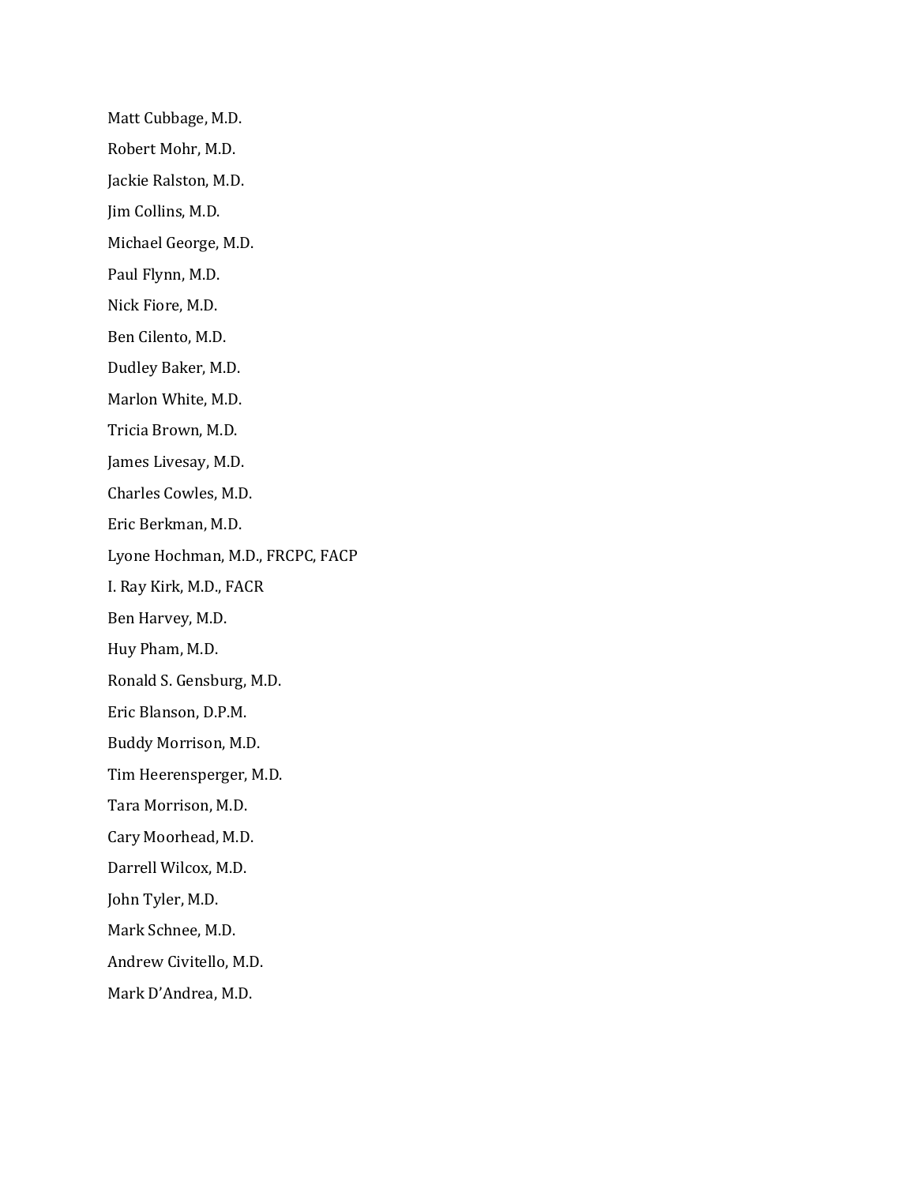Matt Cubbage, M.D.

Robert Mohr, M.D.

Jackie Ralston, M.D.

Jim Collins, M.D.

Michael George, M.D.

Paul Flynn, M.D.

Nick Fiore, M.D.

Ben Cilento, M.D.

Dudley Baker, M.D.

Marlon White, M.D.

Tricia Brown, M.D.

James Livesay, M.D.

Charles Cowles, M.D.

Eric Berkman, M.D.

Lyone Hochman, M.D., FRCPC, FACP

I. Ray Kirk, M.D., FACR

Ben Harvey, M.D.

Huy Pham, M.D.

Ronald S. Gensburg, M.D.

Eric Blanson, D.P.M.

Buddy Morrison, M.D.

Tim Heerensperger, M.D.

Tara Morrison, M.D.

Cary Moorhead, M.D.

Darrell Wilcox, M.D.

John Tyler, M.D.

Mark Schnee, M.D.

Andrew Civitello, M.D.

Mark D'Andrea, M.D.